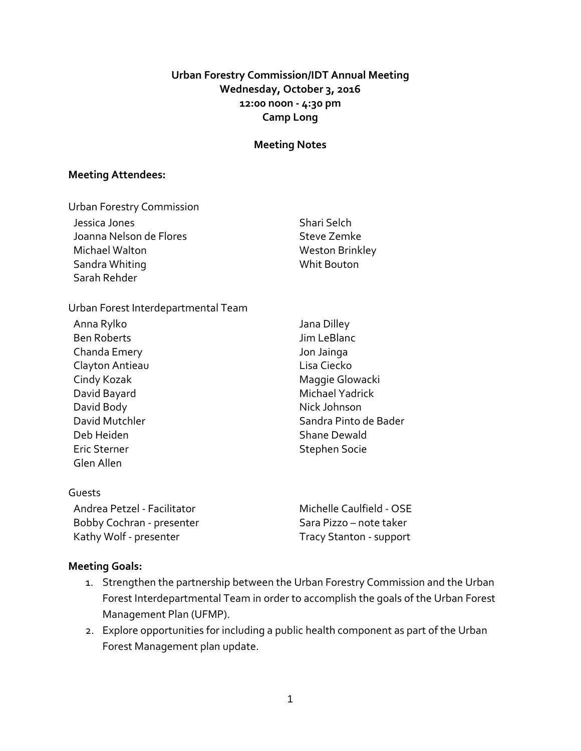**Urban Forestry Commission/IDT Annual Meeting**
**Wednesday, October 3, 2016**
**12:00 noon - 4:30 pm**
**Camp Long**

**Meeting Notes**

**Meeting Attendees:**

Urban Forestry Commission

Jessica Jones
Joanna Nelson de Flores
Michael Walton
Sandra Whiting
Sarah Rehder
Shari Selch
Steve Zemke
Weston Brinkley
Whit Bouton

Urban Forest Interdepartmental Team

Anna Rylko
Ben Roberts
Chanda Emery
Clayton Antieau
Cindy Kozak
David Bayard
David Body
David Mutchler
Deb Heiden
Eric Sterner
Glen Allen
Jana Dilley
Jim LeBlanc
Jon Jainga
Lisa Ciecko
Maggie Glowacki
Michael Yadrick
Nick Johnson
Sandra Pinto de Bader
Shane Dewald
Stephen Socie

Guests

Andrea Petzel - Facilitator
Bobby Cochran - presenter
Kathy Wolf - presenter
Michelle Caulfield - OSE
Sara Pizzo – note taker
Tracy Stanton - support

**Meeting Goals:**

1. Strengthen the partnership between the Urban Forestry Commission and the Urban Forest Interdepartmental Team in order to accomplish the goals of the Urban Forest Management Plan (UFMP).
2. Explore opportunities for including a public health component as part of the Urban Forest Management plan update.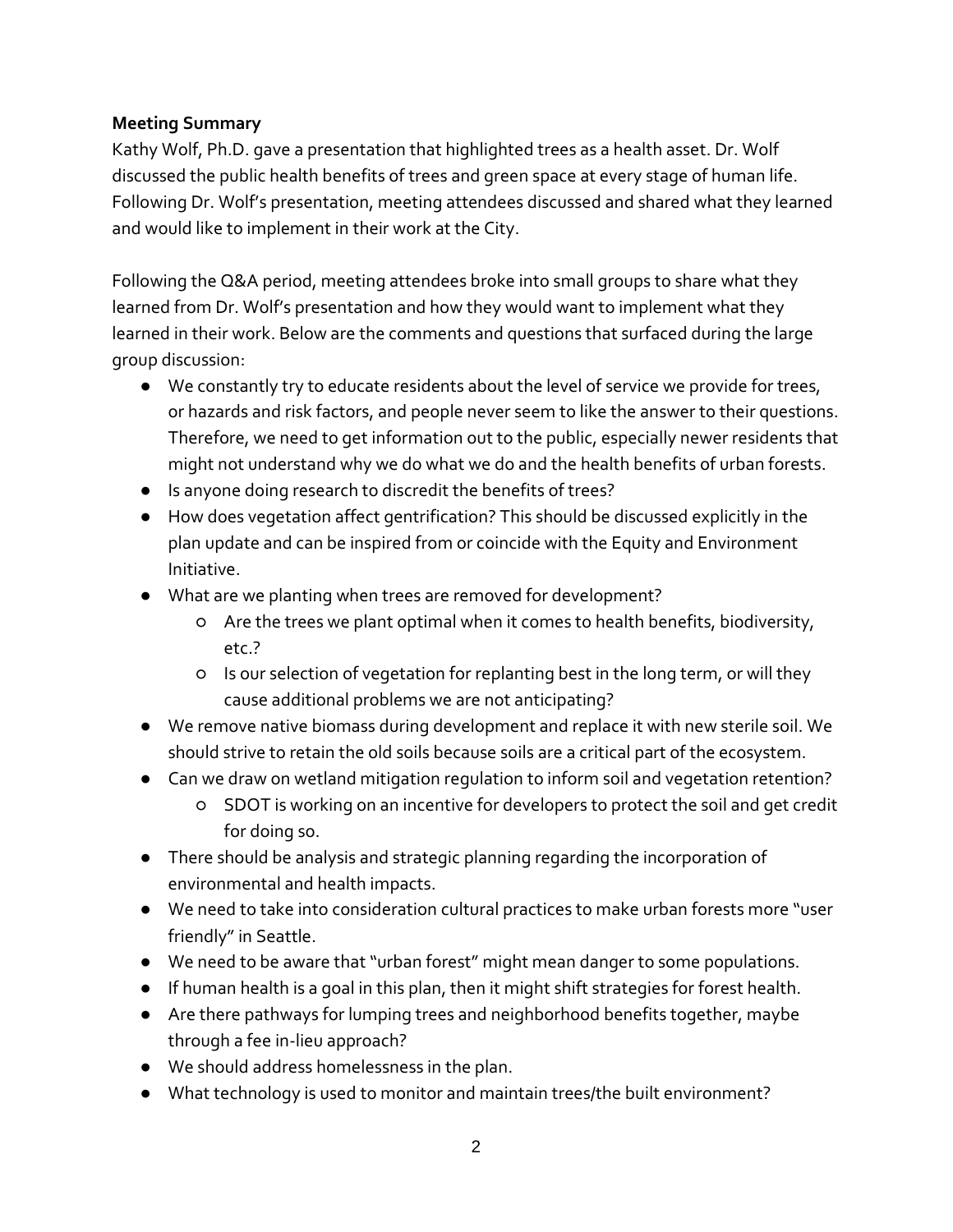**Meeting Summary**

Kathy Wolf, Ph.D. gave a presentation that highlighted trees as a health asset. Dr. Wolf discussed the public health benefits of trees and green space at every stage of human life. Following Dr. Wolf's presentation, meeting attendees discussed and shared what they learned and would like to implement in their work at the City.

Following the Q&A period, meeting attendees broke into small groups to share what they learned from Dr. Wolf's presentation and how they would want to implement what they learned in their work. Below are the comments and questions that surfaced during the large group discussion:

- We constantly try to educate residents about the level of service we provide for trees, or hazards and risk factors, and people never seem to like the answer to their questions. Therefore, we need to get information out to the public, especially newer residents that might not understand why we do what we do and the health benefits of urban forests.
- Is anyone doing research to discredit the benefits of trees?
- How does vegetation affect gentrification? This should be discussed explicitly in the plan update and can be inspired from or coincide with the Equity and Environment Initiative.
- What are we planting when trees are removed for development?
  - Are the trees we plant optimal when it comes to health benefits, biodiversity, etc.?
  - Is our selection of vegetation for replanting best in the long term, or will they cause additional problems we are not anticipating?
- We remove native biomass during development and replace it with new sterile soil. We should strive to retain the old soils because soils are a critical part of the ecosystem.
- Can we draw on wetland mitigation regulation to inform soil and vegetation retention?
  - SDOT is working on an incentive for developers to protect the soil and get credit for doing so.
- There should be analysis and strategic planning regarding the incorporation of environmental and health impacts.
- We need to take into consideration cultural practices to make urban forests more "user friendly" in Seattle.
- We need to be aware that "urban forest" might mean danger to some populations.
- If human health is a goal in this plan, then it might shift strategies for forest health.
- Are there pathways for lumping trees and neighborhood benefits together, maybe through a fee in-lieu approach?
- We should address homelessness in the plan.
- What technology is used to monitor and maintain trees/the built environment?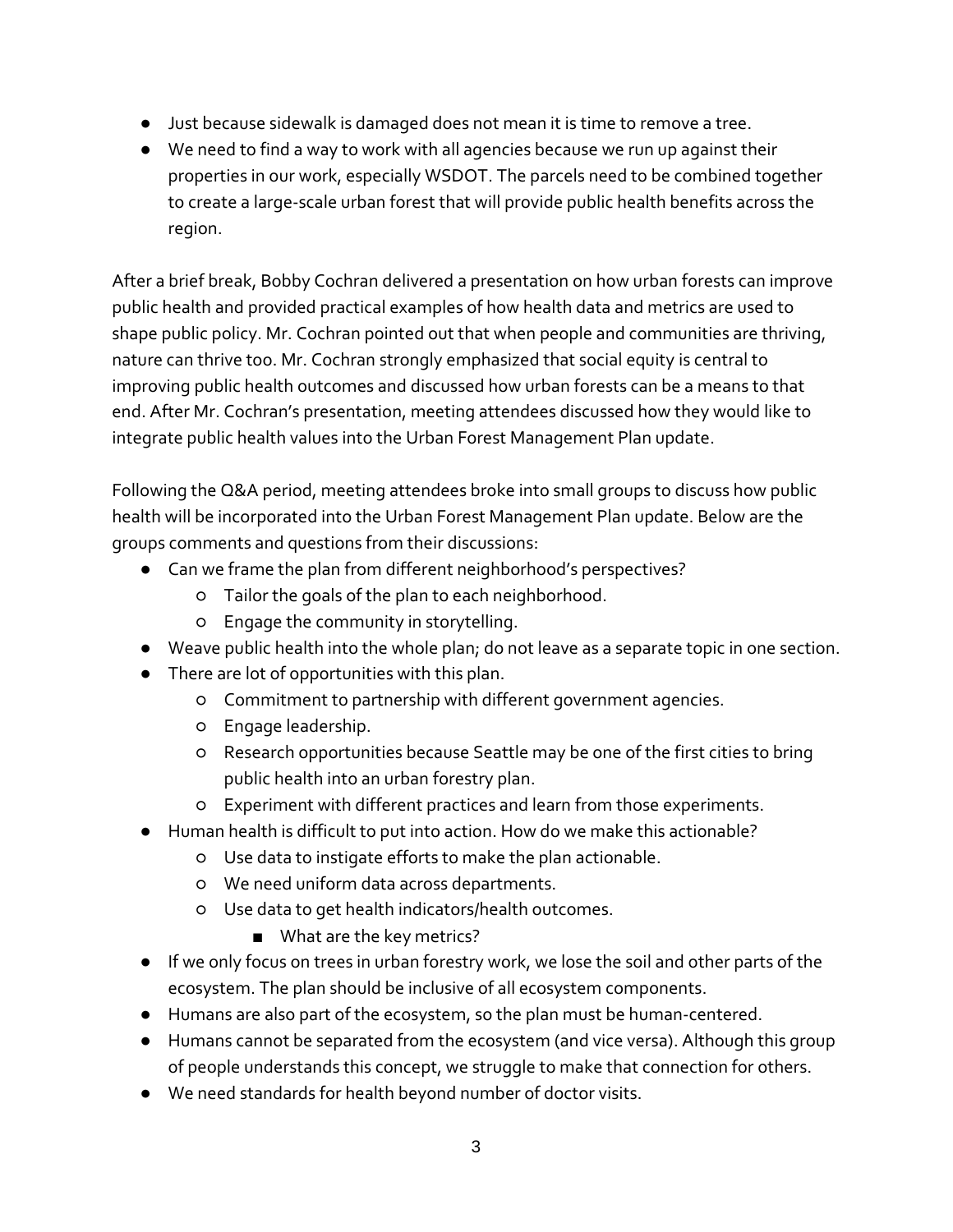- Just because sidewalk is damaged does not mean it is time to remove a tree.
- We need to find a way to work with all agencies because we run up against their properties in our work, especially WSDOT. The parcels need to be combined together to create a large-scale urban forest that will provide public health benefits across the region.

After a brief break, Bobby Cochran delivered a presentation on how urban forests can improve public health and provided practical examples of how health data and metrics are used to shape public policy. Mr. Cochran pointed out that when people and communities are thriving, nature can thrive too. Mr. Cochran strongly emphasized that social equity is central to improving public health outcomes and discussed how urban forests can be a means to that end. After Mr. Cochran's presentation, meeting attendees discussed how they would like to integrate public health values into the Urban Forest Management Plan update.

Following the Q&A period, meeting attendees broke into small groups to discuss how public health will be incorporated into the Urban Forest Management Plan update. Below are the groups comments and questions from their discussions:

- Can we frame the plan from different neighborhood's perspectives?
  - Tailor the goals of the plan to each neighborhood.
  - Engage the community in storytelling.
- Weave public health into the whole plan; do not leave as a separate topic in one section.
- There are lot of opportunities with this plan.
  - Commitment to partnership with different government agencies.
  - Engage leadership.
  - Research opportunities because Seattle may be one of the first cities to bring public health into an urban forestry plan.
  - Experiment with different practices and learn from those experiments.
- Human health is difficult to put into action. How do we make this actionable?
  - Use data to instigate efforts to make the plan actionable.
  - We need uniform data across departments.
  - Use data to get health indicators/health outcomes.
    - What are the key metrics?
- If we only focus on trees in urban forestry work, we lose the soil and other parts of the ecosystem. The plan should be inclusive of all ecosystem components.
- Humans are also part of the ecosystem, so the plan must be human-centered.
- Humans cannot be separated from the ecosystem (and vice versa). Although this group of people understands this concept, we struggle to make that connection for others.
- We need standards for health beyond number of doctor visits.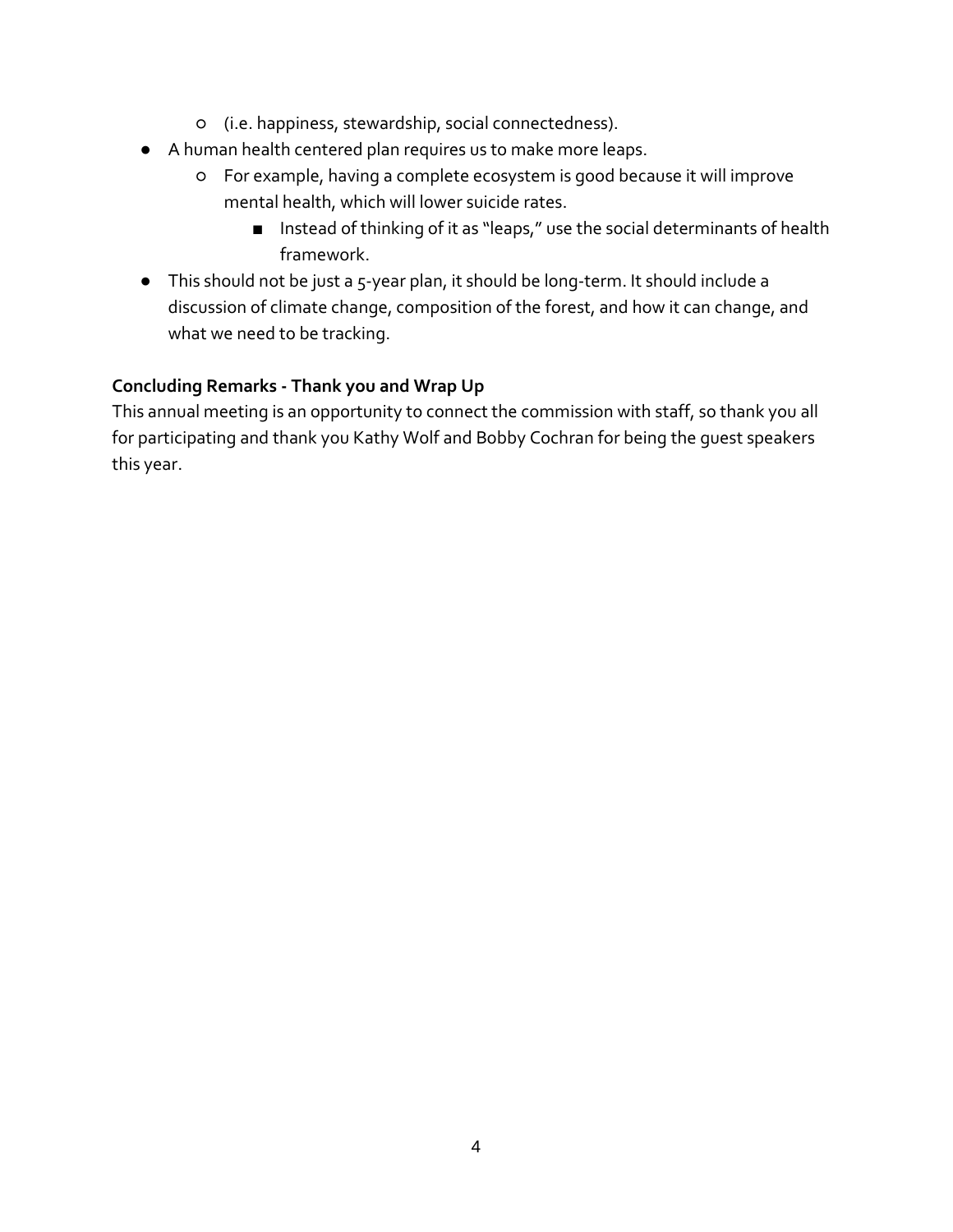- (i.e. happiness, stewardship, social connectedness).
- A human health centered plan requires us to make more leaps.
    - For example, having a complete ecosystem is good because it will improve mental health, which will lower suicide rates.
        - Instead of thinking of it as "leaps," use the social determinants of health framework.
- This should not be just a 5-year plan, it should be long-term. It should include a discussion of climate change, composition of the forest, and how it can change, and what we need to be tracking.

**Concluding Remarks - Thank you and Wrap Up**

This annual meeting is an opportunity to connect the commission with staff, so thank you all for participating and thank you Kathy Wolf and Bobby Cochran for being the guest speakers this year.